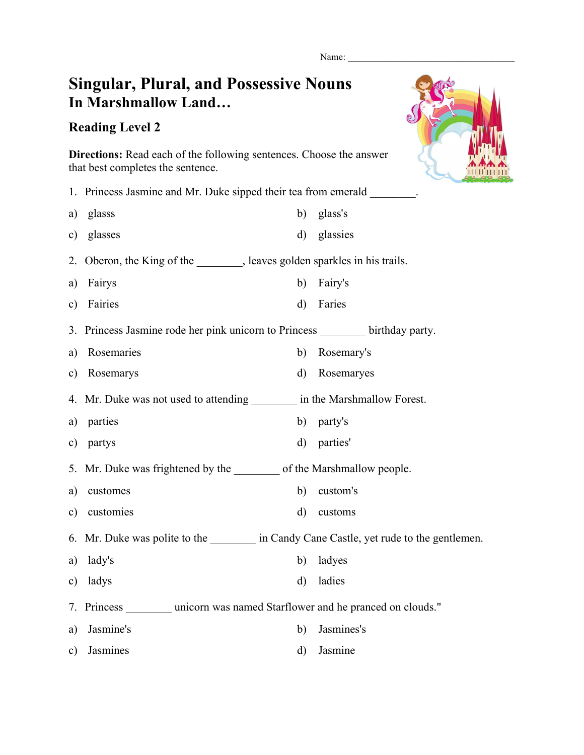Name: ___________________________________

# Singular, Plural, and Possessive Nouns
## In Marshmallow Land…

### Reading Level 2

**Directions:** Read each of the following sentences. Choose the answer that best completes the sentence.

1. Princess Jasmine and Mr. Duke sipped their tea from emerald ________.

a) glasss  
b) glass's  
c) glasses  
d) glassies

2. Oberon, the King of the ________, leaves golden sparkles in his trails.

a) Fairys  
b) Fairy's  
c) Fairies  
d) Faries

3. Princess Jasmine rode her pink unicorn to Princess ________ birthday party.

a) Rosemaries  
b) Rosemary's  
c) Rosemarys  
d) Rosemaryes

4. Mr. Duke was not used to attending ________ in the Marshmallow Forest.

a) parties  
b) party's  
c) partys  
d) parties'

5. Mr. Duke was frightened by the ________ of the Marshmallow people.

a) customes  
b) custom's  
c) customies  
d) customs

6. Mr. Duke was polite to the ________ in Candy Cane Castle, yet rude to the gentlemen.

a) lady's  
b) ladyes  
c) ladys  
d) ladies

7. Princess ________ unicorn was named Starflower and he pranced on clouds."

a) Jasmine's  
b) Jasmines's  
c) Jasmines  
d) Jasmine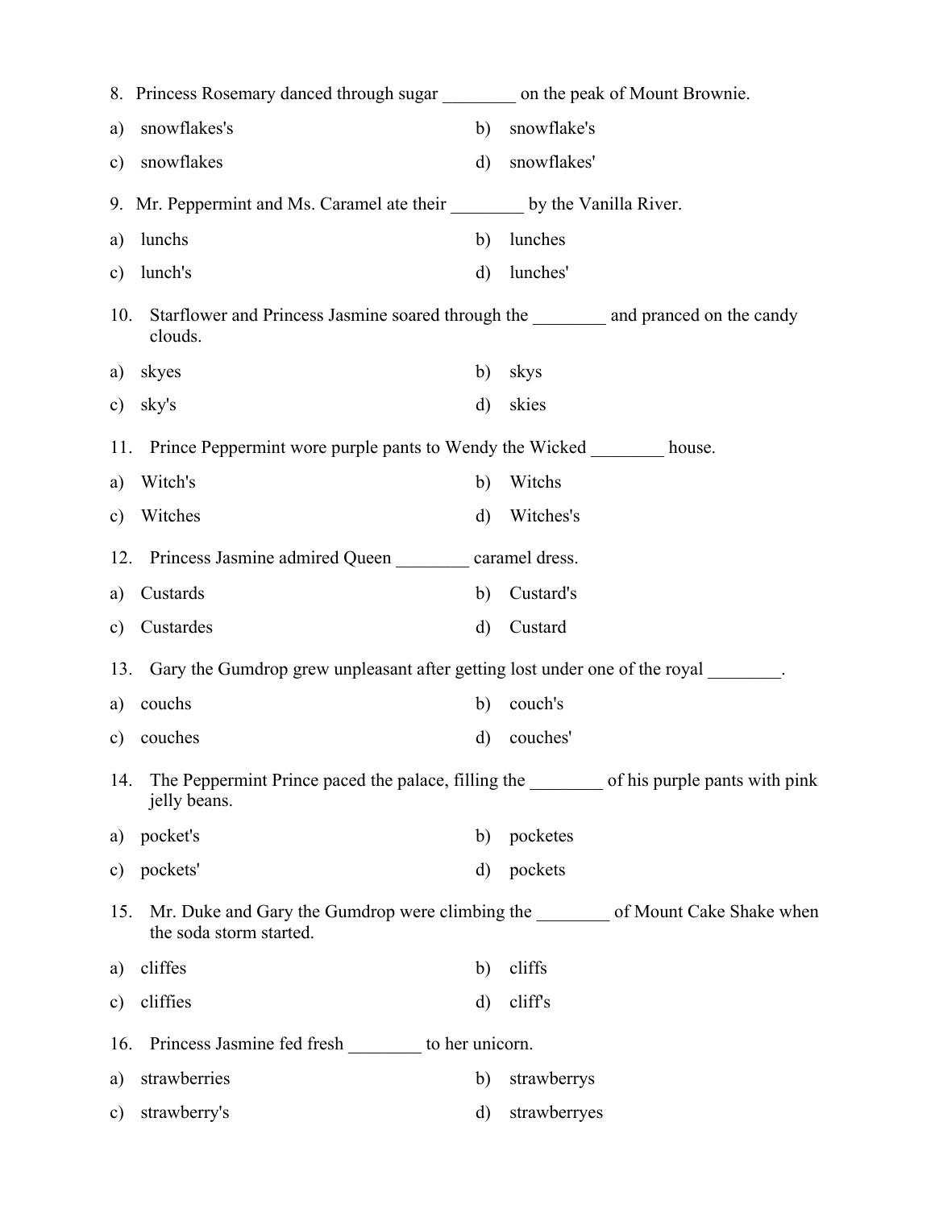8. Princess Rosemary danced through sugar ________ on the peak of Mount Brownie.

a) snowflakes's
b) snowflake's
c) snowflakes
d) snowflakes'

9. Mr. Peppermint and Ms. Caramel ate their ________ by the Vanilla River.

a) lunchs
b) lunches
c) lunch's
d) lunches'

10. Starflower and Princess Jasmine soared through the ________ and pranced on the candy clouds.

a) skyes
b) skys
c) sky's
d) skies

11. Prince Peppermint wore purple pants to Wendy the Wicked ________ house.

a) Witch's
b) Witchs
c) Witches
d) Witches's

12. Princess Jasmine admired Queen ________ caramel dress.

a) Custards
b) Custard's
c) Custardes
d) Custard

13. Gary the Gumdrop grew unpleasant after getting lost under one of the royal ________.

a) couchs
b) couch's
c) couches
d) couches'

14. The Peppermint Prince paced the palace, filling the ________ of his purple pants with pink jelly beans.

a) pocket's
b) pocketes
c) pockets'
d) pockets

15. Mr. Duke and Gary the Gumdrop were climbing the ________ of Mount Cake Shake when the soda storm started.

a) cliffes
b) cliffs
c) cliffies
d) cliff's

16. Princess Jasmine fed fresh ________ to her unicorn.

a) strawberries
b) strawberrys
c) strawberry's
d) strawberryes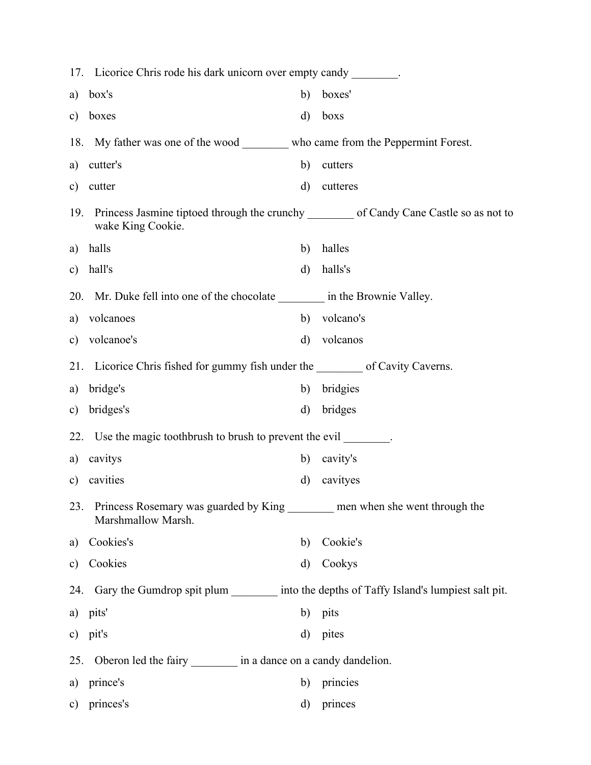17. Licorice Chris rode his dark unicorn over empty candy ________.

a) box's
b) boxes'
c) boxes
d) boxs

18. My father was one of the wood ________ who came from the Peppermint Forest.

a) cutter's
b) cutters
c) cutter
d) cutteres

19. Princess Jasmine tiptoed through the crunchy ________ of Candy Cane Castle so as not to wake King Cookie.

a) halls
b) halles
c) hall's
d) halls's

20. Mr. Duke fell into one of the chocolate ________ in the Brownie Valley.

a) volcanoes
b) volcano's
c) volcanoe's
d) volcanos

21. Licorice Chris fished for gummy fish under the ________ of Cavity Caverns.

a) bridge's
b) bridgies
c) bridges's
d) bridges

22. Use the magic toothbrush to brush to prevent the evil ________.

a) cavitys
b) cavity's
c) cavities
d) cavityes

23. Princess Rosemary was guarded by King ________ men when she went through the Marshmallow Marsh.

a) Cookies's
b) Cookie's
c) Cookies
d) Cookys

24. Gary the Gumdrop spit plum ________ into the depths of Taffy Island's lumpiest salt pit.

a) pits'
b) pits
c) pit's
d) pites

25. Oberon led the fairy ________ in a dance on a candy dandelion.

a) prince's
b) princies
c) princes's
d) princes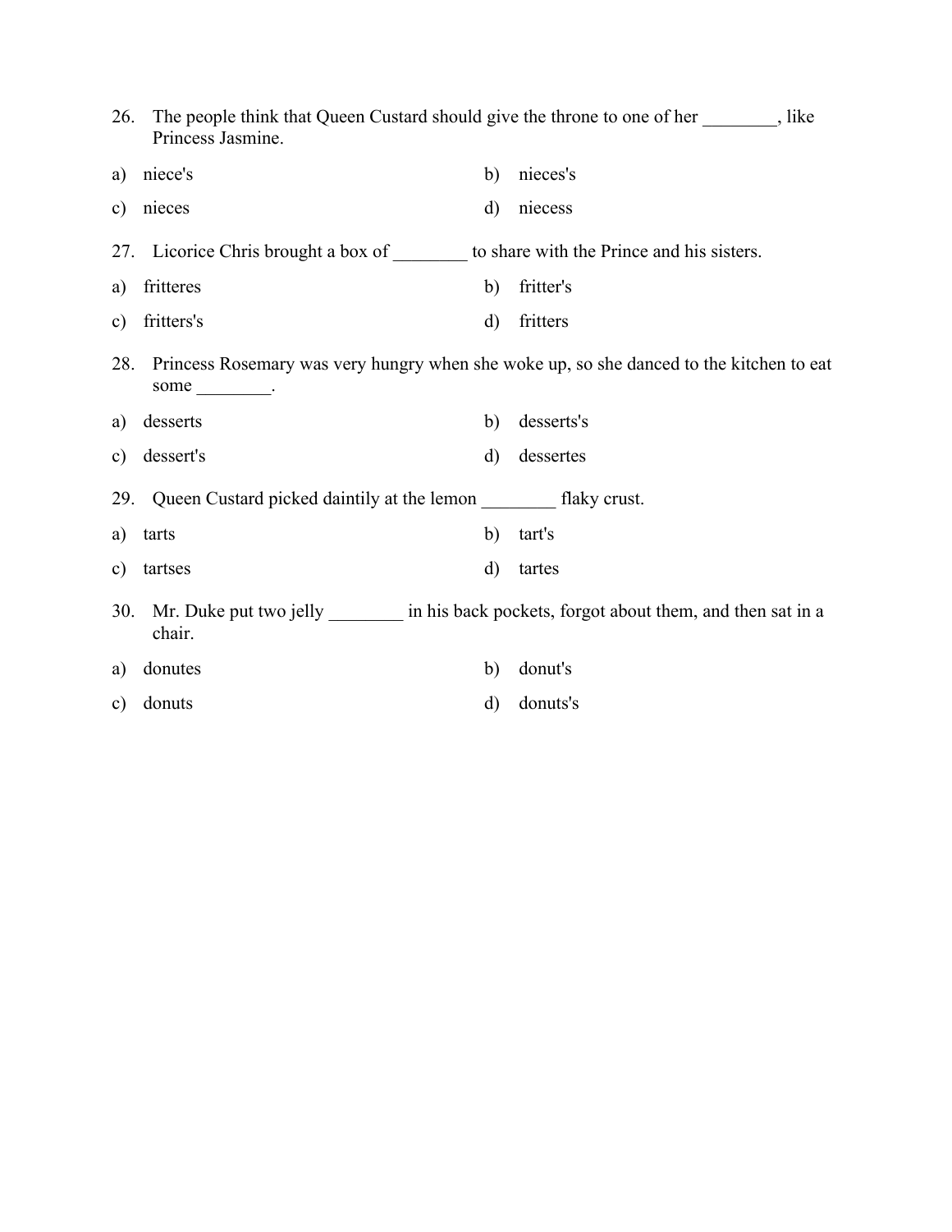26. The people think that Queen Custard should give the throne to one of her ________, like Princess Jasmine.

a) niece's
b) nieces's
c) nieces
d) niecess

27. Licorice Chris brought a box of ________ to share with the Prince and his sisters.

a) fritteres
b) fritter's
c) fritters's
d) fritters

28. Princess Rosemary was very hungry when she woke up, so she danced to the kitchen to eat some ________.

a) desserts
b) desserts's
c) dessert's
d) dessertes

29. Queen Custard picked daintily at the lemon ________ flaky crust.

a) tarts
b) tart's
c) tartses
d) tartes

30. Mr. Duke put two jelly ________ in his back pockets, forgot about them, and then sat in a chair.

a) donutes
b) donut's
c) donuts
d) donuts's